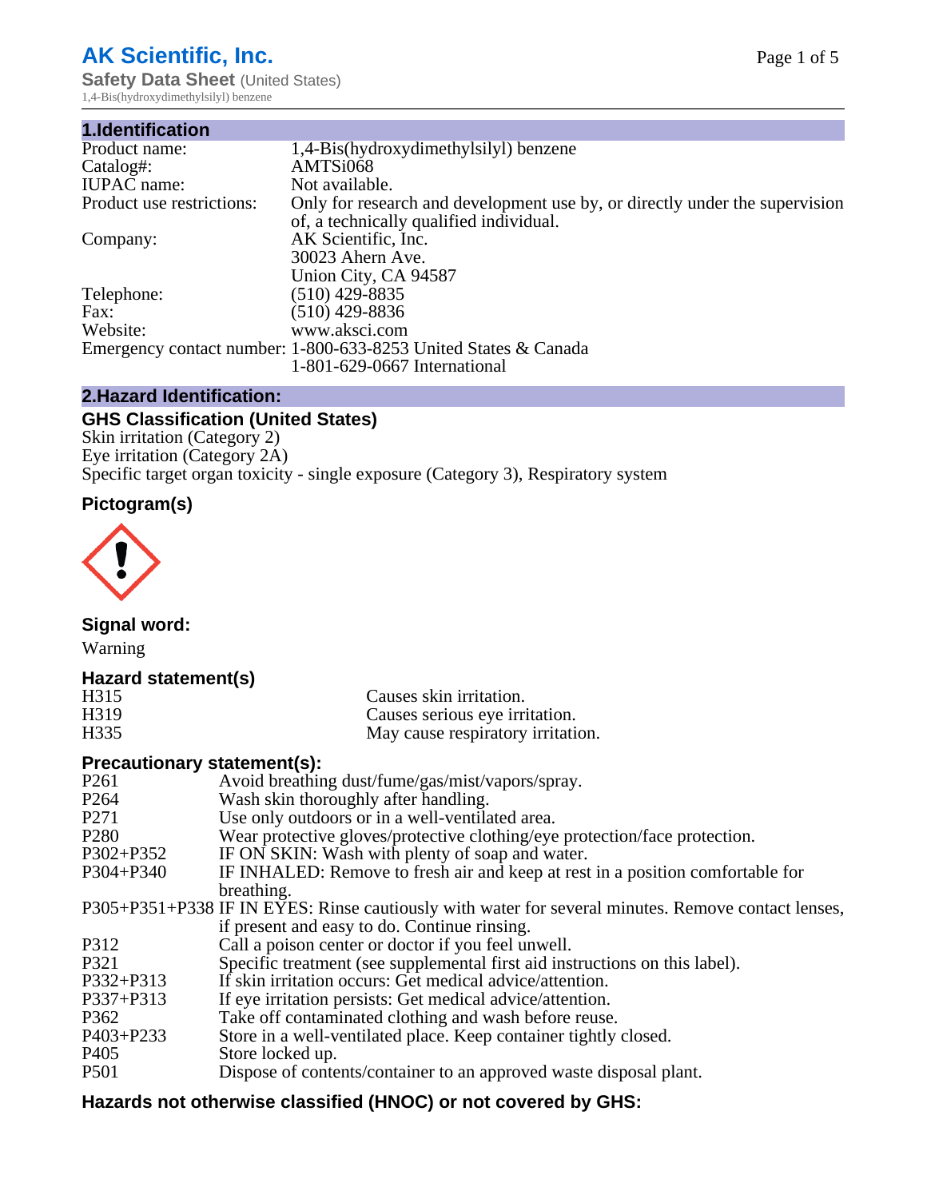# AK Scientific, Inc.

**Safety Data Sheet** (United States)

1,4-Bis(hydroxydimethylsilyl) benzene

## 1.Identification

| | |
|---|---|
| Product name: | 1,4-Bis(hydroxydimethylsilyl) benzene |
| Catalog#: | AMTSi068 |
| IUPAC name: | Not available. |
| Product use restrictions: | Only for research and development use by, or directly under the supervision of, a technically qualified individual. |
| Company: | AK Scientific, Inc. 30023 Ahern Ave. Union City, CA 94587 |
| Telephone: | (510) 429-8835 |
| Fax: | (510) 429-8836 |
| Website: | www.aksci.com |
| Emergency contact number: | 1-800-633-8253 United States & Canada 1-801-629-0667 International |

## 2.Hazard Identification:

### GHS Classification (United States)

Skin irritation (Category 2)
Eye irritation (Category 2A)
Specific target organ toxicity - single exposure (Category 3), Respiratory system

### Pictogram(s)

### Signal word:

Warning

### Hazard statement(s)

| | |
|---|---|
| H315 | Causes skin irritation. |
| H319 | Causes serious eye irritation. |
| H335 | May cause respiratory irritation. |

### Precautionary statement(s):

| | |
|---|---|
| P261 | Avoid breathing dust/fume/gas/mist/vapors/spray. |
| P264 | Wash skin thoroughly after handling. |
| P271 | Use only outdoors or in a well-ventilated area. |
| P280 | Wear protective gloves/protective clothing/eye protection/face protection. |
| P302+P352 | IF ON SKIN: Wash with plenty of soap and water. |
| P304+P340 | IF INHALED: Remove to fresh air and keep at rest in a position comfortable for breathing. |
| P305+P351+P338 | IF IN EYES: Rinse cautiously with water for several minutes. Remove contact lenses, if present and easy to do. Continue rinsing. |
| P312 | Call a poison center or doctor if you feel unwell. |
| P321 | Specific treatment (see supplemental first aid instructions on this label). |
| P332+P313 | If skin irritation occurs: Get medical advice/attention. |
| P337+P313 | If eye irritation persists: Get medical advice/attention. |
| P362 | Take off contaminated clothing and wash before reuse. |
| P403+P233 | Store in a well-ventilated place. Keep container tightly closed. |
| P405 | Store locked up. |
| P501 | Dispose of contents/container to an approved waste disposal plant. |

### Hazards not otherwise classified (HNOC) or not covered by GHS: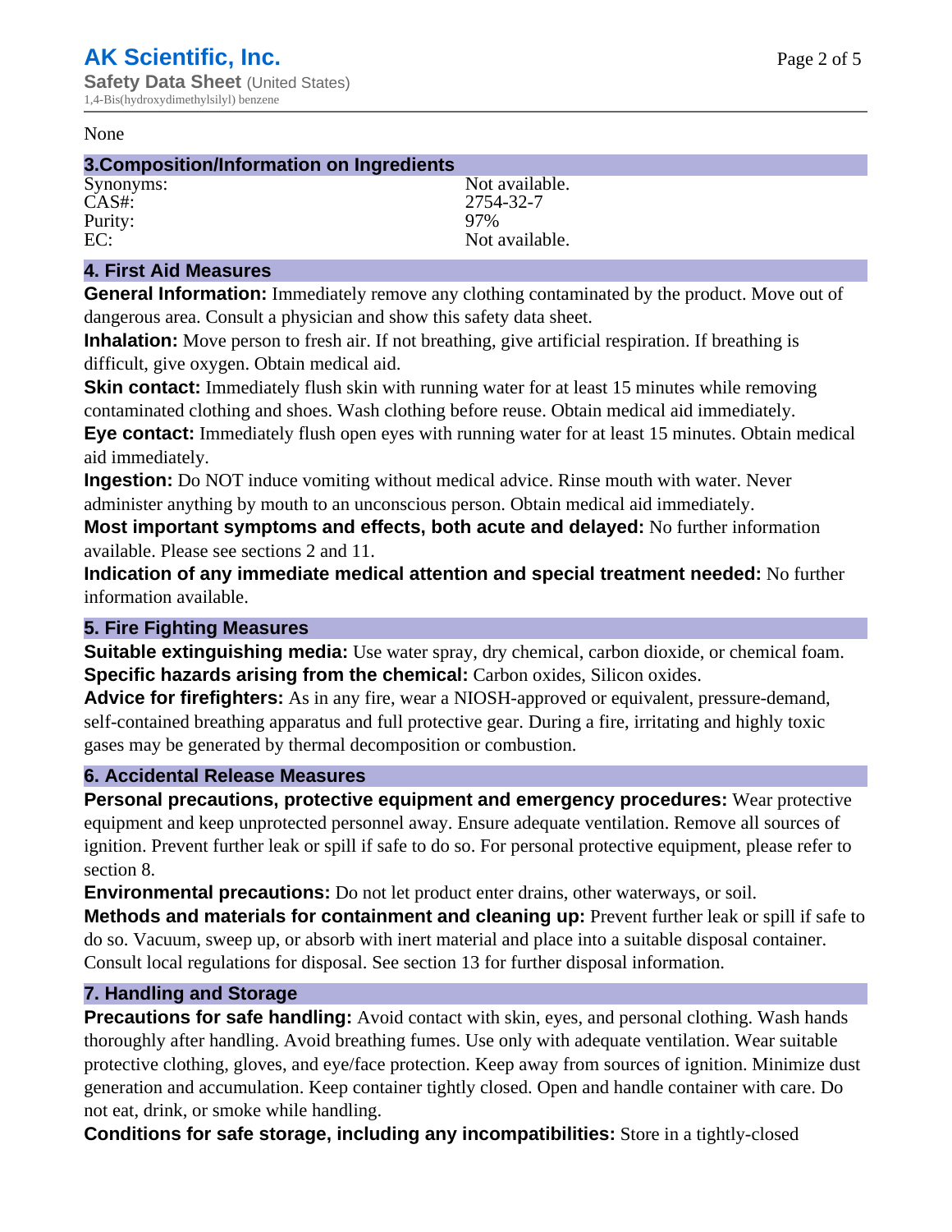None

## 3.Composition/Information on Ingredients

| | |
|---|---|
| Synonyms: | Not available. |
| CAS#: | 2754-32-7 |
| Purity: | 97% |
| EC: | Not available. |

## 4. First Aid Measures

**General Information:** Immediately remove any clothing contaminated by the product. Move out of dangerous area. Consult a physician and show this safety data sheet.

**Inhalation:** Move person to fresh air. If not breathing, give artificial respiration. If breathing is difficult, give oxygen. Obtain medical aid.

**Skin contact:** Immediately flush skin with running water for at least 15 minutes while removing contaminated clothing and shoes. Wash clothing before reuse. Obtain medical aid immediately.

**Eye contact:** Immediately flush open eyes with running water for at least 15 minutes. Obtain medical aid immediately.

**Ingestion:** Do NOT induce vomiting without medical advice. Rinse mouth with water. Never administer anything by mouth to an unconscious person. Obtain medical aid immediately.

**Most important symptoms and effects, both acute and delayed:** No further information available. Please see sections 2 and 11.

**Indication of any immediate medical attention and special treatment needed:** No further information available.

## 5. Fire Fighting Measures

**Suitable extinguishing media:** Use water spray, dry chemical, carbon dioxide, or chemical foam.

**Specific hazards arising from the chemical:** Carbon oxides, Silicon oxides.

**Advice for firefighters:** As in any fire, wear a NIOSH-approved or equivalent, pressure-demand, self-contained breathing apparatus and full protective gear. During a fire, irritating and highly toxic gases may be generated by thermal decomposition or combustion.

## 6. Accidental Release Measures

**Personal precautions, protective equipment and emergency procedures:** Wear protective equipment and keep unprotected personnel away. Ensure adequate ventilation. Remove all sources of ignition. Prevent further leak or spill if safe to do so. For personal protective equipment, please refer to section 8.

**Environmental precautions:** Do not let product enter drains, other waterways, or soil.

**Methods and materials for containment and cleaning up:** Prevent further leak or spill if safe to do so. Vacuum, sweep up, or absorb with inert material and place into a suitable disposal container. Consult local regulations for disposal. See section 13 for further disposal information.

## 7. Handling and Storage

**Precautions for safe handling:** Avoid contact with skin, eyes, and personal clothing. Wash hands thoroughly after handling. Avoid breathing fumes. Use only with adequate ventilation. Wear suitable protective clothing, gloves, and eye/face protection. Keep away from sources of ignition. Minimize dust generation and accumulation. Keep container tightly closed. Open and handle container with care. Do not eat, drink, or smoke while handling.

**Conditions for safe storage, including any incompatibilities:** Store in a tightly-closed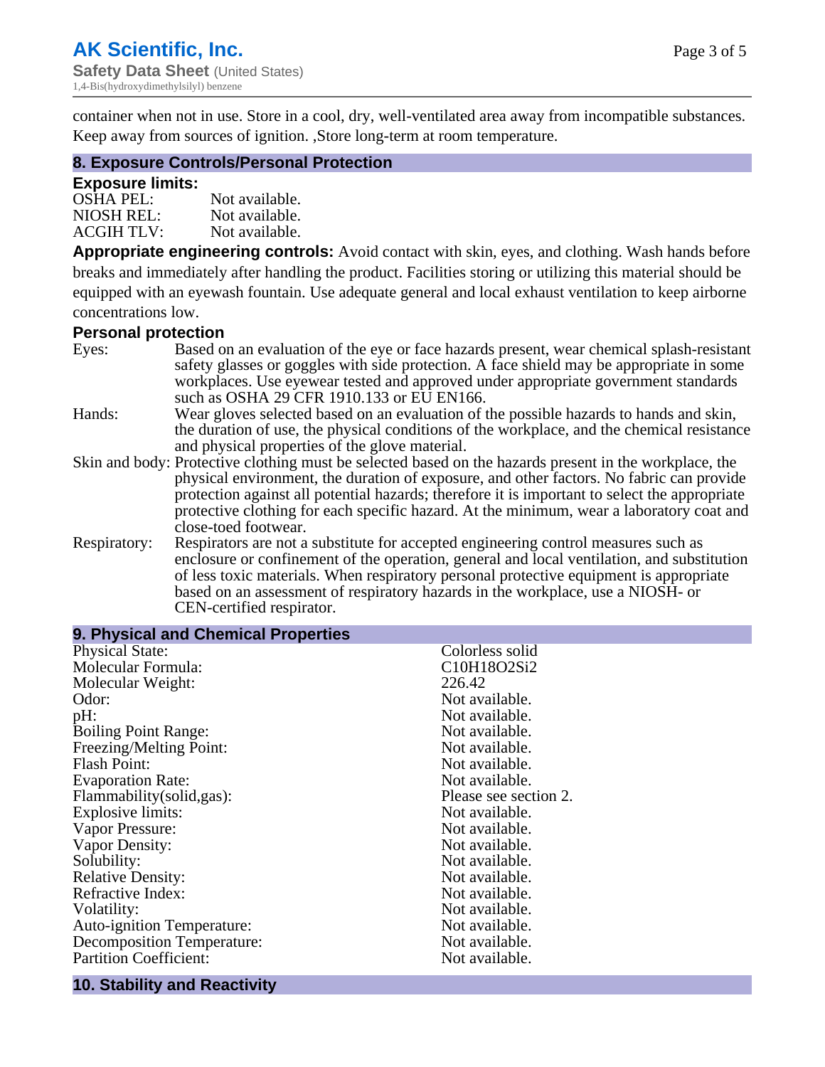container when not in use. Store in a cool, dry, well-ventilated area away from incompatible substances. Keep away from sources of ignition. ,Store long-term at room temperature.

## 8. Exposure Controls/Personal Protection

### Exposure limits:

| | |
|---|---|
| OSHA PEL: | Not available. |
| NIOSH REL: | Not available. |
| ACGIH TLV: | Not available. |

**Appropriate engineering controls:** Avoid contact with skin, eyes, and clothing. Wash hands before breaks and immediately after handling the product. Facilities storing or utilizing this material should be equipped with an eyewash fountain. Use adequate general and local exhaust ventilation to keep airborne concentrations low.

### Personal protection

| | |
|---|---|
| Eyes: | Based on an evaluation of the eye or face hazards present, wear chemical splash-resistant safety glasses or goggles with side protection. A face shield may be appropriate in some workplaces. Use eyewear tested and approved under appropriate government standards such as OSHA 29 CFR 1910.133 or EU EN166. |
| Hands: | Wear gloves selected based on an evaluation of the possible hazards to hands and skin, the duration of use, the physical conditions of the workplace, and the chemical resistance and physical properties of the glove material. |
| Skin and body: | Protective clothing must be selected based on the hazards present in the workplace, the physical environment, the duration of exposure, and other factors. No fabric can provide protection against all potential hazards; therefore it is important to select the appropriate protective clothing for each specific hazard. At the minimum, wear a laboratory coat and close-toed footwear. |
| Respiratory: | Respirators are not a substitute for accepted engineering control measures such as enclosure or confinement of the operation, general and local ventilation, and substitution of less toxic materials. When respiratory personal protective equipment is appropriate based on an assessment of respiratory hazards in the workplace, use a NIOSH- or CEN-certified respirator. |

## 9. Physical and Chemical Properties

| | |
|---|---|
| Physical State: | Colorless solid |
| Molecular Formula: | $C_{10}H_{18}O_2Si_2$ |
| Molecular Weight: | 226.42 |
| Odor: | Not available. |
| pH: | Not available. |
| Boiling Point Range: | Not available. |
| Freezing/Melting Point: | Not available. |
| Flash Point: | Not available. |
| Evaporation Rate: | Not available. |
| Flammability(solid,gas): | Please see section 2. |
| Explosive limits: | Not available. |
| Vapor Pressure: | Not available. |
| Vapor Density: | Not available. |
| Solubility: | Not available. |
| Relative Density: | Not available. |
| Refractive Index: | Not available. |
| Volatility: | Not available. |
| Auto-ignition Temperature: | Not available. |
| Decomposition Temperature: | Not available. |
| Partition Coefficient: | Not available. |

## 10. Stability and Reactivity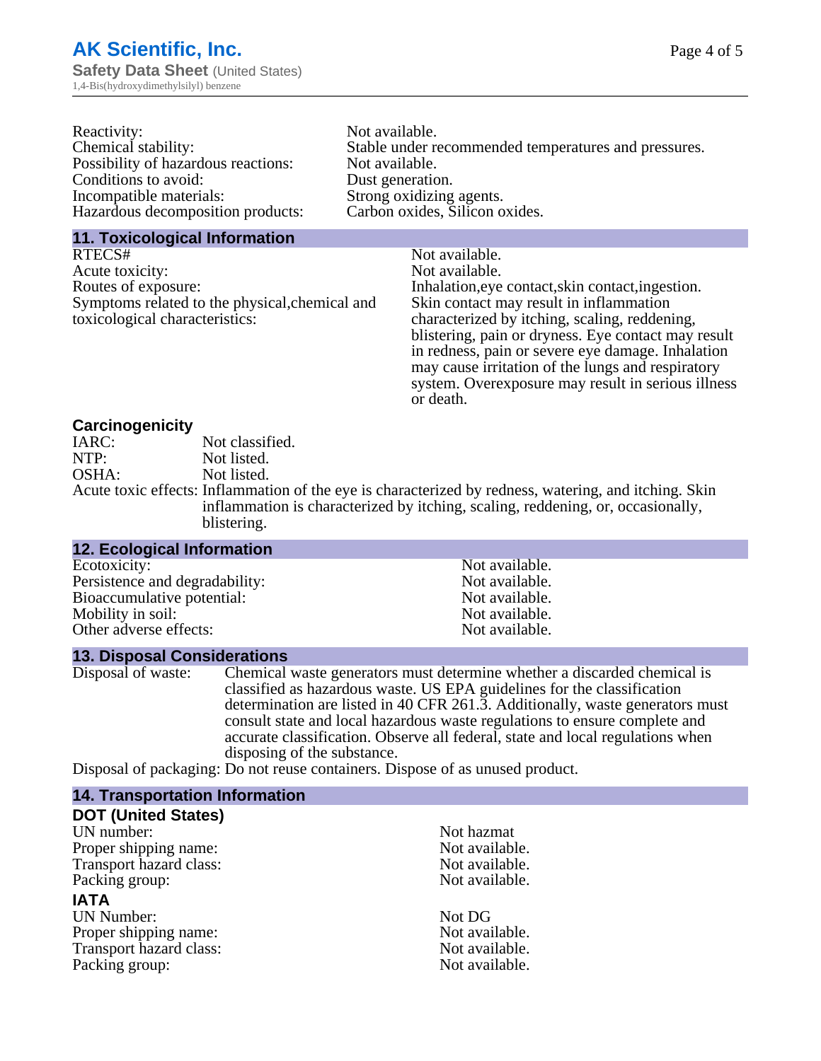| | |
|---|---|
| Reactivity: | Not available. |
| Chemical stability: | Stable under recommended temperatures and pressures. |
| Possibility of hazardous reactions: | Not available. |
| Conditions to avoid: | Dust generation. |
| Incompatible materials: | Strong oxidizing agents. |
| Hazardous decomposition products: | Carbon oxides, Silicon oxides. |

## 11. Toxicological Information

| | |
|---|---|
| RTECS# | Not available. |
| Acute toxicity: | Not available. |
| Routes of exposure: | Inhalation,eye contact,skin contact,ingestion. |
| Symptoms related to the physical,chemical and toxicological characteristics: | Skin contact may result in inflammation characterized by itching, scaling, reddening, blistering, pain or dryness. Eye contact may result in redness, pain or severe eye damage. Inhalation may cause irritation of the lungs and respiratory system. Overexposure may result in serious illness or death. |

### Carcinogenicity

| | |
|---|---|
| IARC: | Not classified. |
| NTP: | Not listed. |
| OSHA: | Not listed. |
| Acute toxic effects: | Inflammation of the eye is characterized by redness, watering, and itching. Skin inflammation is characterized by itching, scaling, reddening, or, occasionally, blistering. |

## 12. Ecological Information

| | |
|---|---|
| Ecotoxicity: | Not available. |
| Persistence and degradability: | Not available. |
| Bioaccumulative potential: | Not available. |
| Mobility in soil: | Not available. |
| Other adverse effects: | Not available. |

## 13. Disposal Considerations

| | |
|---|---|
| Disposal of waste: | Chemical waste generators must determine whether a discarded chemical is classified as hazardous waste. US EPA guidelines for the classification determination are listed in 40 CFR 261.3. Additionally, waste generators must consult state and local hazardous waste regulations to ensure complete and accurate classification. Observe all federal, state and local regulations when disposing of the substance. |
| Disposal of packaging: | Do not reuse containers. Dispose of as unused product. |

## 14. Transportation Information

### DOT (United States)

| | |
|---|---|
| UN number: | Not hazmat |
| Proper shipping name: | Not available. |
| Transport hazard class: | Not available. |
| Packing group: | Not available. |

### IATA

| | |
|---|---|
| UN Number: | Not DG |
| Proper shipping name: | Not available. |
| Transport hazard class: | Not available. |
| Packing group: | Not available. |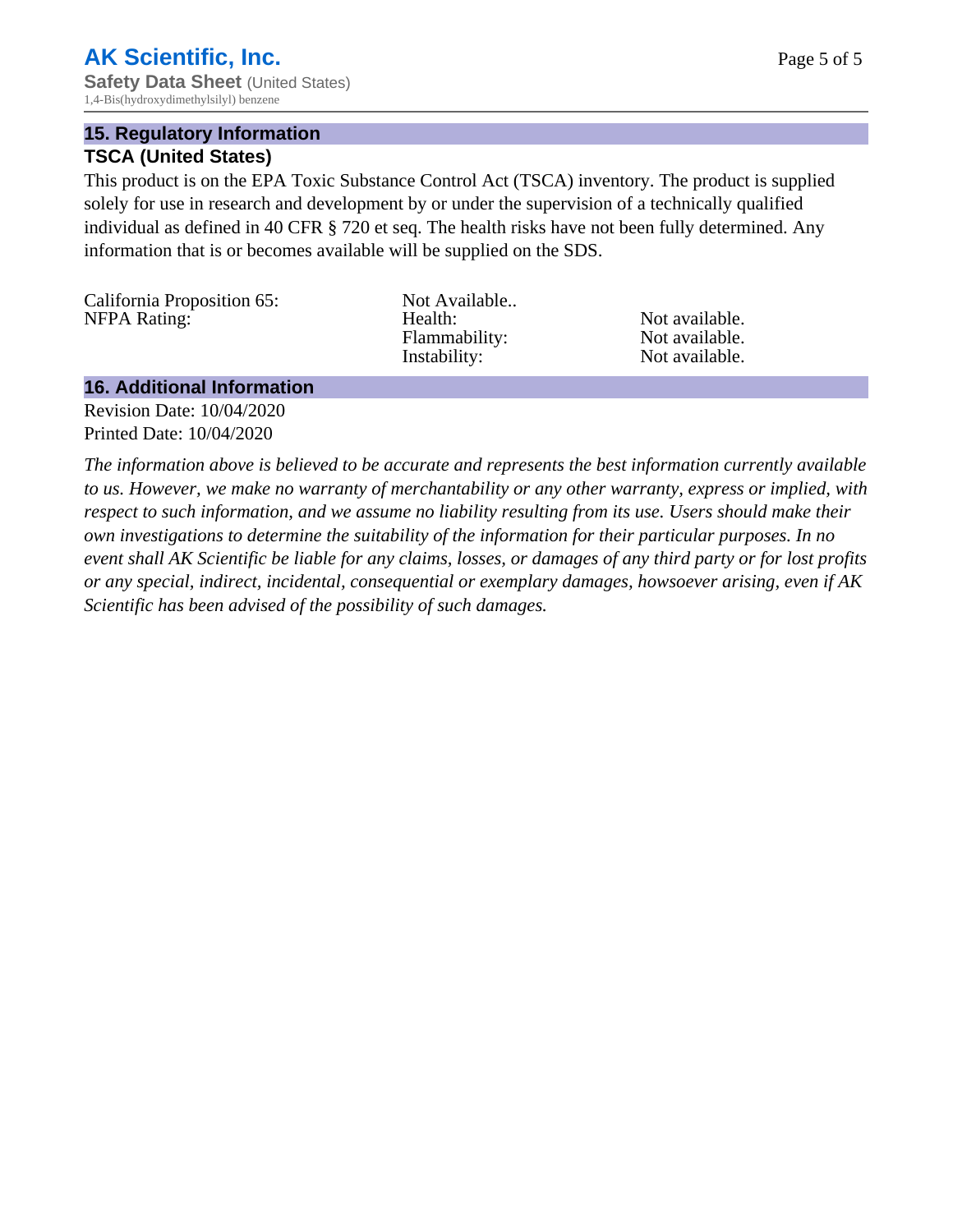## 15. Regulatory Information

### TSCA (United States)

This product is on the EPA Toxic Substance Control Act (TSCA) inventory. The product is supplied solely for use in research and development by or under the supervision of a technically qualified individual as defined in 40 CFR § 720 et seq. The health risks have not been fully determined. Any information that is or becomes available will be supplied on the SDS.

| | | |
|---|---|---|
| California Proposition 65: | Not Available.. | |
| NFPA Rating: | Health: | Not available. |
| | Flammability: | Not available. |
| | Instability: | Not available. |

## 16. Additional Information

Revision Date: 10/04/2020
Printed Date: 10/04/2020

*The information above is believed to be accurate and represents the best information currently available to us. However, we make no warranty of merchantability or any other warranty, express or implied, with respect to such information, and we assume no liability resulting from its use. Users should make their own investigations to determine the suitability of the information for their particular purposes. In no event shall AK Scientific be liable for any claims, losses, or damages of any third party or for lost profits or any special, indirect, incidental, consequential or exemplary damages, howsoever arising, even if AK Scientific has been advised of the possibility of such damages.*